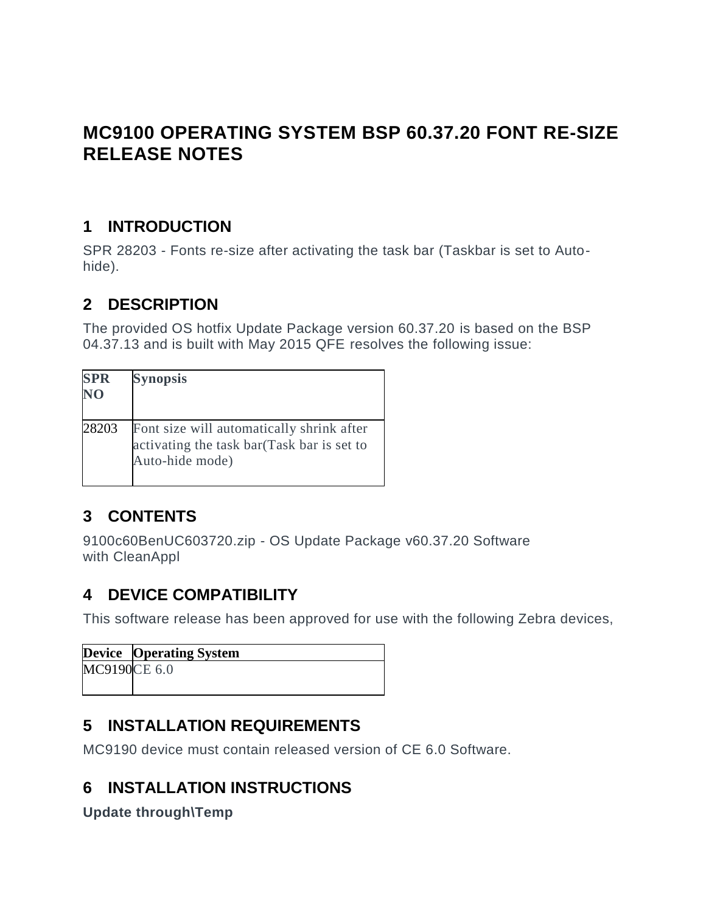# MC9100 OPERATING SYSTEM BSP 60.37.20 FONT RE-SIZE RELEASE NOTES

## 1 INTRODUCTION

SPR 28203 - Fonts re-size after activating the task bar (Taskbar is set to Auto-hide).

## 2 DESCRIPTION

The provided OS hotfix Update Package version 60.37.20 is based on the BSP 04.37.13 and is built with May 2015 QFE resolves the following issue:

| SPR NO | Synopsis |
|---|---|
| 28203 | Font size will automatically shrink after activating the task bar(Task bar is set to Auto-hide mode) |

## 3 CONTENTS

9100c60BenUC603720.zip - OS Update Package v60.37.20 Software with CleanAppl

## 4 DEVICE COMPATIBILITY

This software release has been approved for use with the following Zebra devices,

| Device | Operating System |
|---|---|
| MC9190 | CE 6.0 |

## 5 INSTALLATION REQUIREMENTS

MC9190 device must contain released version of CE 6.0 Software.

## 6 INSTALLATION INSTRUCTIONS

**Update through\Temp**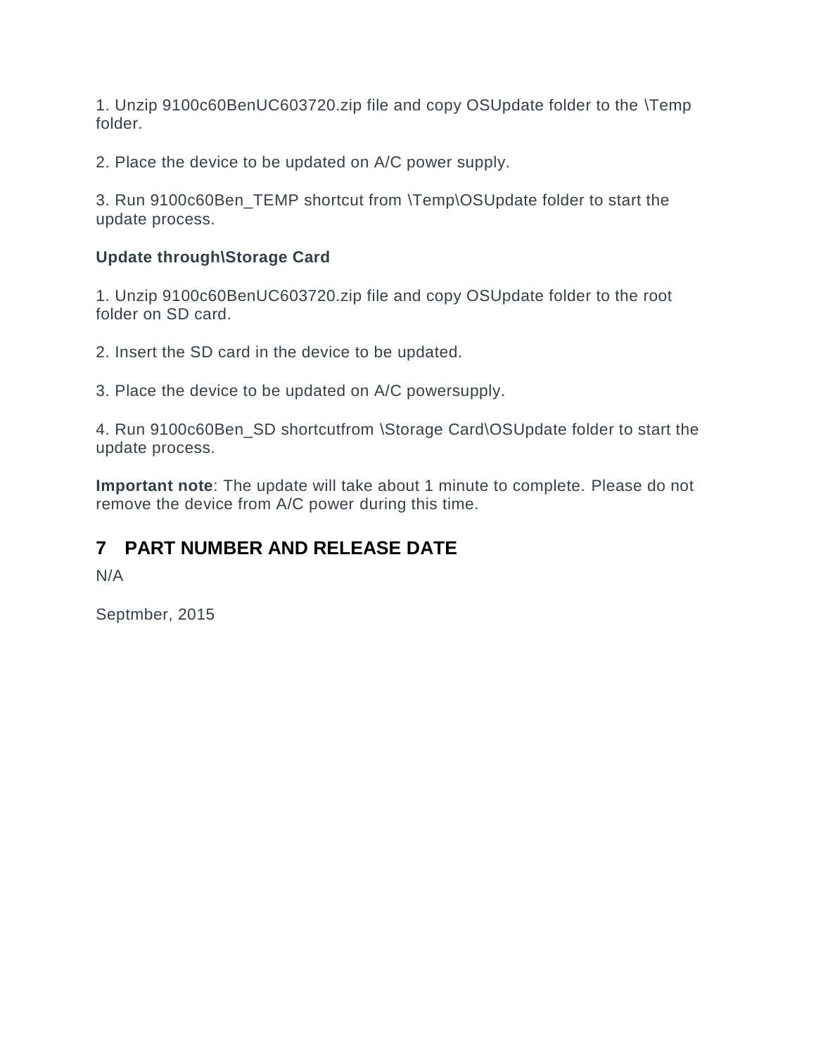1. Unzip 9100c60BenUC603720.zip file and copy OSUpdate folder to the \Temp folder.

2. Place the device to be updated on A/C power supply.

3. Run 9100c60Ben_TEMP shortcut from \Temp\OSUpdate folder to start the update process.

**Update through\Storage Card**

1. Unzip 9100c60BenUC603720.zip file and copy OSUpdate folder to the root folder on SD card.

2. Insert the SD card in the device to be updated.

3. Place the device to be updated on A/C powersupply.

4. Run 9100c60Ben_SD shortcutfrom \Storage Card\OSUpdate folder to start the update process.

**Important note**: The update will take about 1 minute to complete. Please do not remove the device from A/C power during this time.

## 7 PART NUMBER AND RELEASE DATE

N/A

Septmber, 2015